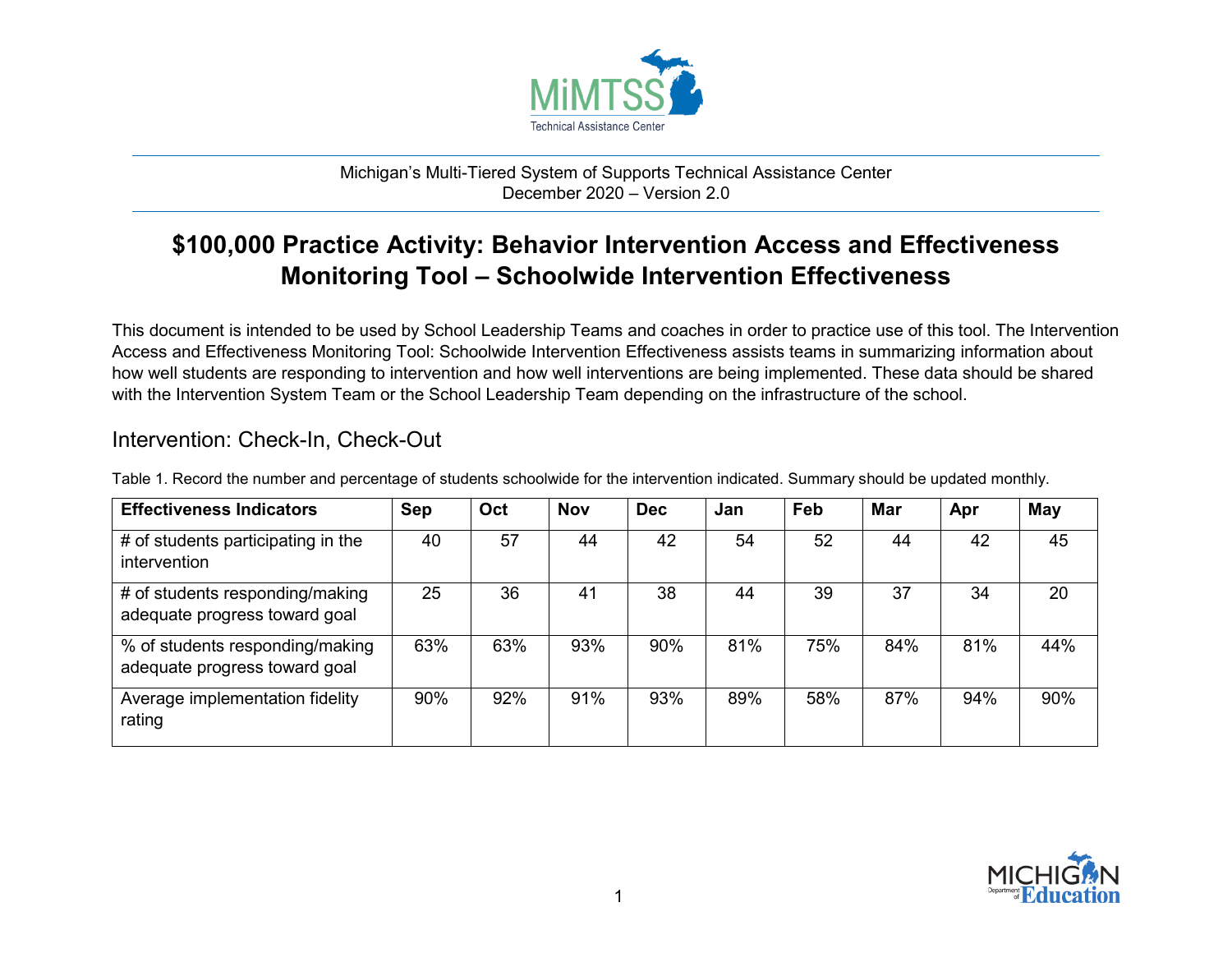Michigan's Multi-Tiered System of Supports Technical Assistance Center
December 2020 – Version 2.0

# $100,000 Practice Activity: Behavior Intervention Access and Effectiveness Monitoring Tool – Schoolwide Intervention Effectiveness

This document is intended to be used by School Leadership Teams and coaches in order to practice use of this tool. The Intervention Access and Effectiveness Monitoring Tool: Schoolwide Intervention Effectiveness assists teams in summarizing information about how well students are responding to intervention and how well interventions are being implemented. These data should be shared with the Intervention System Team or the School Leadership Team depending on the infrastructure of the school.

## Intervention: Check-In, Check-Out

Table 1. Record the number and percentage of students schoolwide for the intervention indicated. Summary should be updated monthly.

| Effectiveness Indicators | Sep | Oct | Nov | Dec | Jan | Feb | Mar | Apr | May |
|---|---|---|---|---|---|---|---|---|---|
| # of students participating in the intervention | 40 | 57 | 44 | 42 | 54 | 52 | 44 | 42 | 45 |
| # of students responding/making adequate progress toward goal | 25 | 36 | 41 | 38 | 44 | 39 | 37 | 34 | 20 |
| % of students responding/making adequate progress toward goal | 63% | 63% | 93% | 90% | 81% | 75% | 84% | 81% | 44% |
| Average implementation fidelity rating | 90% | 92% | 91% | 93% | 89% | 58% | 87% | 94% | 90% |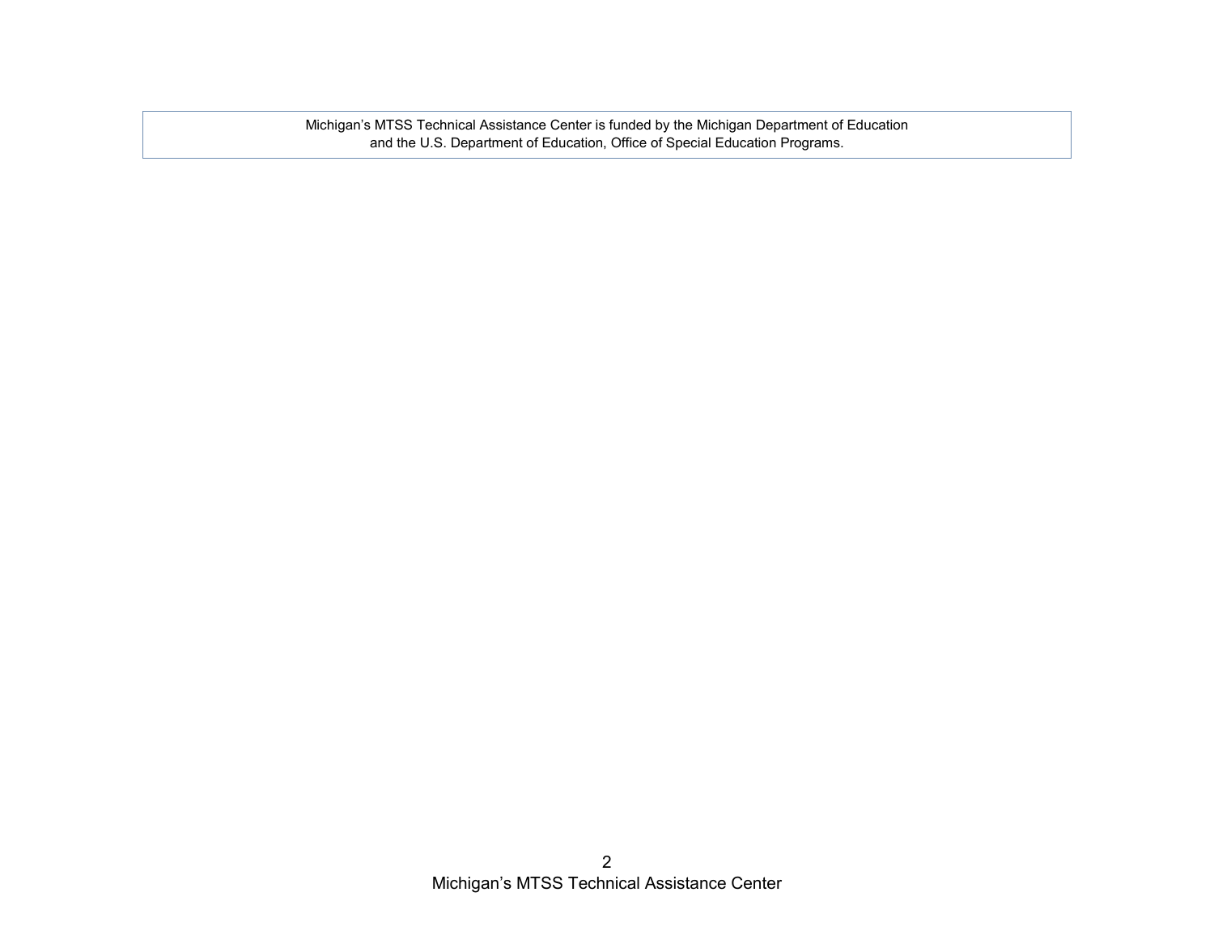Michigan's MTSS Technical Assistance Center is funded by the Michigan Department of Education and the U.S. Department of Education, Office of Special Education Programs.